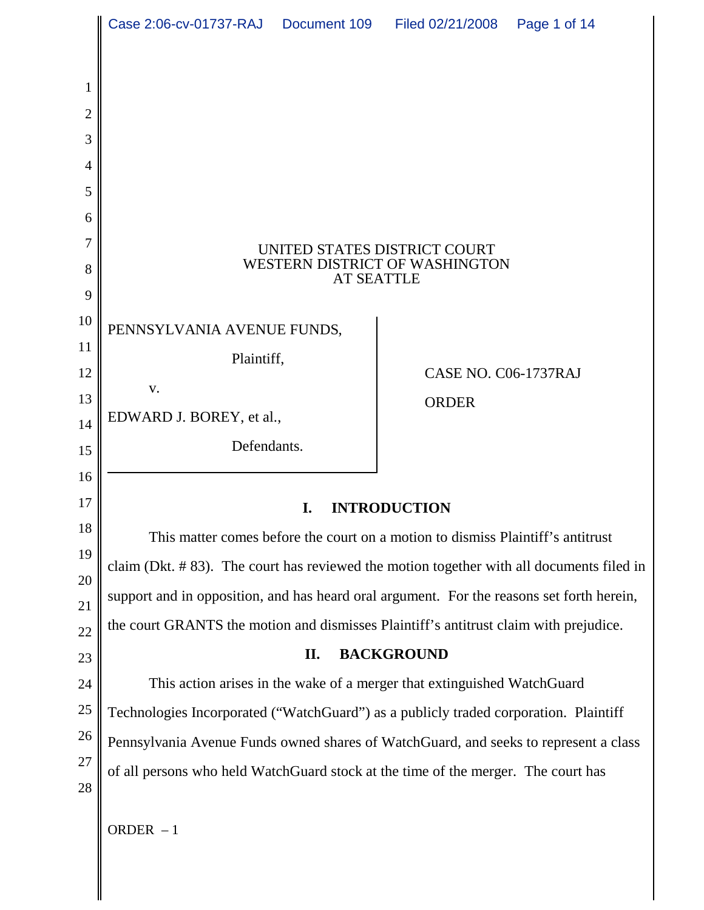UNITED STATES DISTRICT COURT
WESTERN DISTRICT OF WASHINGTON
AT SEATTLE

PENNSYLVANIA AVENUE FUNDS,

Plaintiff,

v.

EDWARD J. BOREY, et al.,

Defendants.

CASE NO. C06-1737RAJ

ORDER

## I. INTRODUCTION

This matter comes before the court on a motion to dismiss Plaintiff's antitrust claim (Dkt. # 83). The court has reviewed the motion together with all documents filed in support and in opposition, and has heard oral argument. For the reasons set forth herein, the court GRANTS the motion and dismisses Plaintiff's antitrust claim with prejudice.

## II. BACKGROUND

This action arises in the wake of a merger that extinguished WatchGuard Technologies Incorporated ("WatchGuard") as a publicly traded corporation. Plaintiff Pennsylvania Avenue Funds owned shares of WatchGuard, and seeks to represent a class of all persons who held WatchGuard stock at the time of the merger. The court has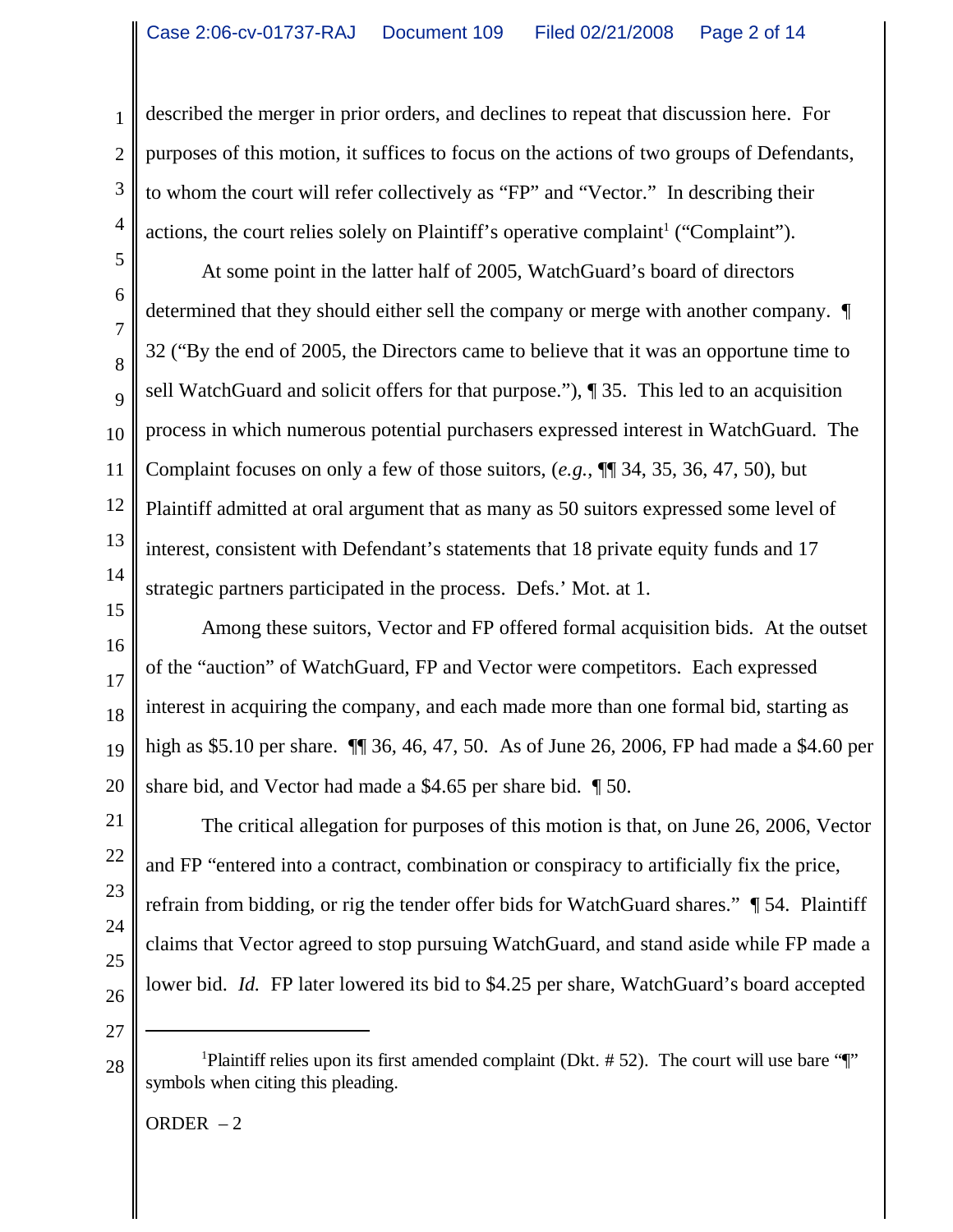described the merger in prior orders, and declines to repeat that discussion here. For purposes of this motion, it suffices to focus on the actions of two groups of Defendants, to whom the court will refer collectively as "FP" and "Vector." In describing their actions, the court relies solely on Plaintiff's operative complaint[1] ("Complaint").

At some point in the latter half of 2005, WatchGuard's board of directors determined that they should either sell the company or merge with another company. ¶ 32 ("By the end of 2005, the Directors came to believe that it was an opportune time to sell WatchGuard and solicit offers for that purpose."), ¶ 35. This led to an acquisition process in which numerous potential purchasers expressed interest in WatchGuard. The Complaint focuses on only a few of those suitors, (*e.g.*, ¶¶ 34, 35, 36, 47, 50), but Plaintiff admitted at oral argument that as many as 50 suitors expressed some level of interest, consistent with Defendant's statements that 18 private equity funds and 17 strategic partners participated in the process. Defs.' Mot. at 1.

Among these suitors, Vector and FP offered formal acquisition bids. At the outset of the "auction" of WatchGuard, FP and Vector were competitors. Each expressed interest in acquiring the company, and each made more than one formal bid, starting as high as $5.10 per share. ¶¶ 36, 46, 47, 50. As of June 26, 2006, FP had made a $4.60 per share bid, and Vector had made a $4.65 per share bid. ¶ 50.

The critical allegation for purposes of this motion is that, on June 26, 2006, Vector and FP "entered into a contract, combination or conspiracy to artificially fix the price, refrain from bidding, or rig the tender offer bids for WatchGuard shares." ¶ 54. Plaintiff claims that Vector agreed to stop pursuing WatchGuard, and stand aside while FP made a lower bid. *Id.* FP later lowered its bid to $4.25 per share, WatchGuard's board accepted

---

[1]Plaintiff relies upon its first amended complaint (Dkt. # 52). The court will use bare "¶" symbols when citing this pleading.

ORDER – 2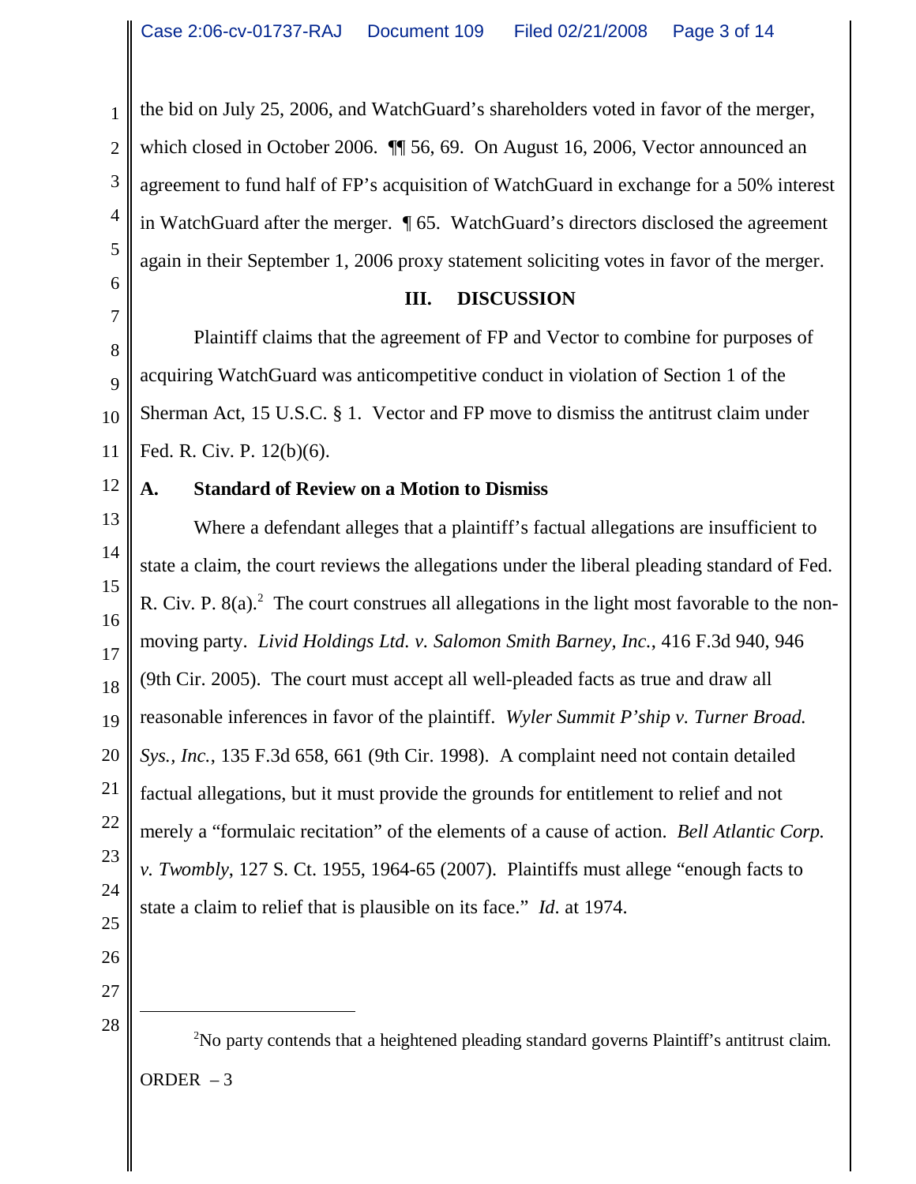the bid on July 25, 2006, and WatchGuard's shareholders voted in favor of the merger, which closed in October 2006. ¶¶ 56, 69. On August 16, 2006, Vector announced an agreement to fund half of FP's acquisition of WatchGuard in exchange for a 50% interest in WatchGuard after the merger. ¶ 65. WatchGuard's directors disclosed the agreement again in their September 1, 2006 proxy statement soliciting votes in favor of the merger.

## III. DISCUSSION

Plaintiff claims that the agreement of FP and Vector to combine for purposes of acquiring WatchGuard was anticompetitive conduct in violation of Section 1 of the Sherman Act, 15 U.S.C. § 1. Vector and FP move to dismiss the antitrust claim under Fed. R. Civ. P. 12(b)(6).

### A. Standard of Review on a Motion to Dismiss

Where a defendant alleges that a plaintiff's factual allegations are insufficient to state a claim, the court reviews the allegations under the liberal pleading standard of Fed. R. Civ. P. 8(a).[2] The court construes all allegations in the light most favorable to the non-moving party. *Livid Holdings Ltd. v. Salomon Smith Barney, Inc.*, 416 F.3d 940, 946 (9th Cir. 2005). The court must accept all well-pleaded facts as true and draw all reasonable inferences in favor of the plaintiff. *Wyler Summit P'ship v. Turner Broad. Sys., Inc.*, 135 F.3d 658, 661 (9th Cir. 1998). A complaint need not contain detailed factual allegations, but it must provide the grounds for entitlement to relief and not merely a "formulaic recitation" of the elements of a cause of action. *Bell Atlantic Corp. v. Twombly*, 127 S. Ct. 1955, 1964-65 (2007). Plaintiffs must allege "enough facts to state a claim to relief that is plausible on its face." *Id.* at 1974.

---

[2]No party contends that a heightened pleading standard governs Plaintiff's antitrust claim.

ORDER – 3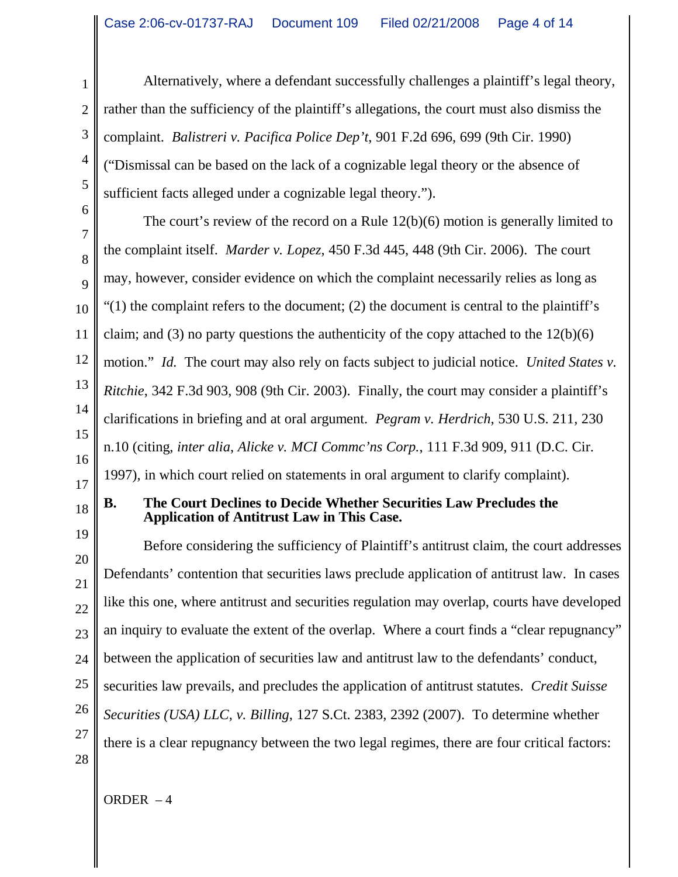Alternatively, where a defendant successfully challenges a plaintiff's legal theory, rather than the sufficiency of the plaintiff's allegations, the court must also dismiss the complaint. *Balistreri v. Pacifica Police Dep't*, 901 F.2d 696, 699 (9th Cir. 1990) ("Dismissal can be based on the lack of a cognizable legal theory or the absence of sufficient facts alleged under a cognizable legal theory.").

The court's review of the record on a Rule 12(b)(6) motion is generally limited to the complaint itself. *Marder v. Lopez*, 450 F.3d 445, 448 (9th Cir. 2006). The court may, however, consider evidence on which the complaint necessarily relies as long as "(1) the complaint refers to the document; (2) the document is central to the plaintiff's claim; and (3) no party questions the authenticity of the copy attached to the 12(b)(6) motion." *Id.* The court may also rely on facts subject to judicial notice. *United States v. Ritchie*, 342 F.3d 903, 908 (9th Cir. 2003). Finally, the court may consider a plaintiff's clarifications in briefing and at oral argument. *Pegram v. Herdrich*, 530 U.S. 211, 230 n.10 (citing, *inter alia*, *Alicke v. MCI Commc'ns Corp.*, 111 F.3d 909, 911 (D.C. Cir. 1997), in which court relied on statements in oral argument to clarify complaint).

### B. The Court Declines to Decide Whether Securities Law Precludes the Application of Antitrust Law in This Case.

Before considering the sufficiency of Plaintiff's antitrust claim, the court addresses Defendants' contention that securities laws preclude application of antitrust law. In cases like this one, where antitrust and securities regulation may overlap, courts have developed an inquiry to evaluate the extent of the overlap. Where a court finds a "clear repugnancy" between the application of securities law and antitrust law to the defendants' conduct, securities law prevails, and precludes the application of antitrust statutes. *Credit Suisse Securities (USA) LLC, v. Billing*, 127 S.Ct. 2383, 2392 (2007). To determine whether there is a clear repugnancy between the two legal regimes, there are four critical factors: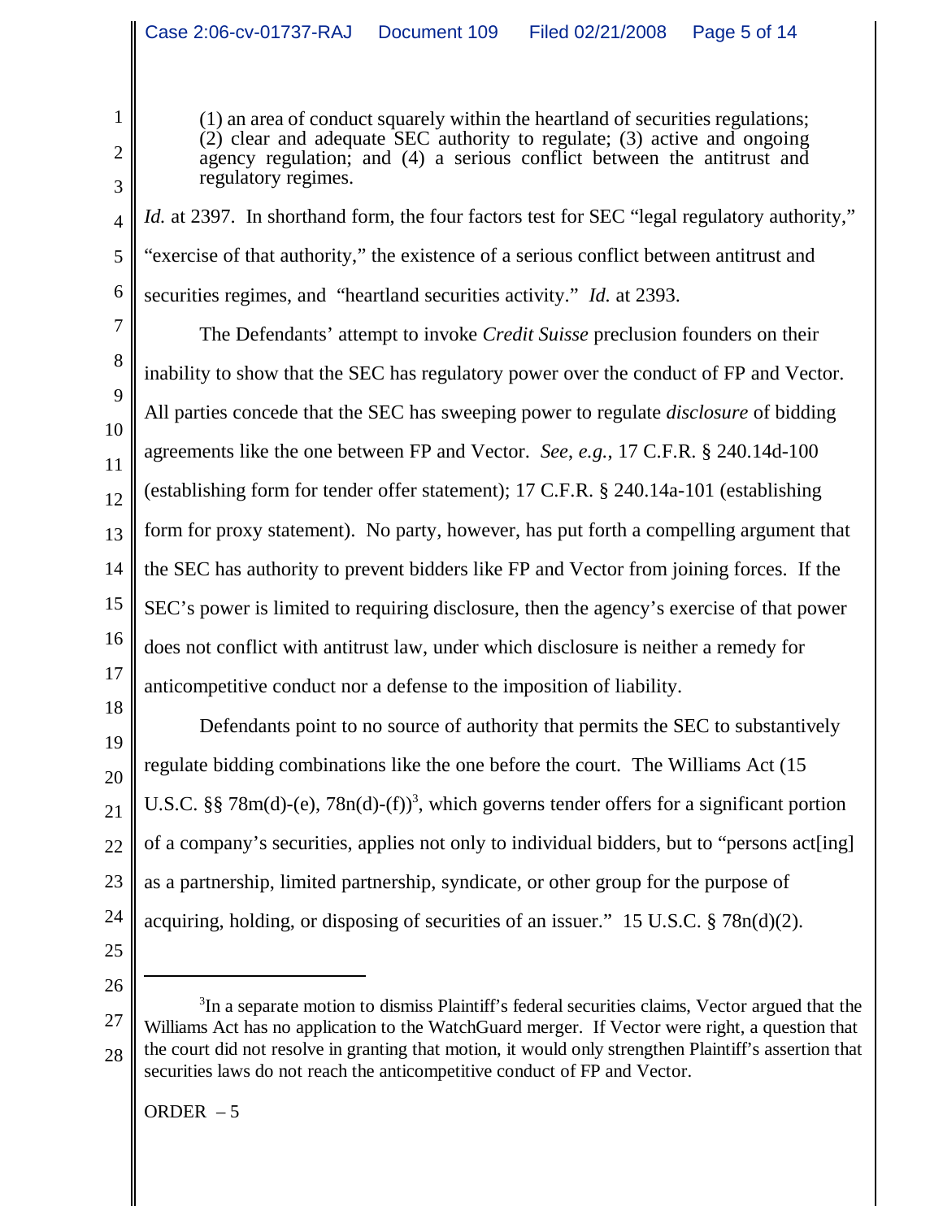> (1) an area of conduct squarely within the heartland of securities regulations; (2) clear and adequate SEC authority to regulate; (3) active and ongoing agency regulation; and (4) a serious conflict between the antitrust and regulatory regimes.

*Id.* at 2397. In shorthand form, the four factors test for SEC "legal regulatory authority," "exercise of that authority," the existence of a serious conflict between antitrust and securities regimes, and "heartland securities activity." *Id.* at 2393.

The Defendants' attempt to invoke *Credit Suisse* preclusion founders on their inability to show that the SEC has regulatory power over the conduct of FP and Vector. All parties concede that the SEC has sweeping power to regulate *disclosure* of bidding agreements like the one between FP and Vector. *See, e.g.*, 17 C.F.R. § 240.14d-100 (establishing form for tender offer statement); 17 C.F.R. § 240.14a-101 (establishing form for proxy statement). No party, however, has put forth a compelling argument that the SEC has authority to prevent bidders like FP and Vector from joining forces. If the SEC's power is limited to requiring disclosure, then the agency's exercise of that power does not conflict with antitrust law, under which disclosure is neither a remedy for anticompetitive conduct nor a defense to the imposition of liability.

Defendants point to no source of authority that permits the SEC to substantively regulate bidding combinations like the one before the court. The Williams Act (15 U.S.C. §§ 78m(d)-(e), 78n(d)-(f))[3], which governs tender offers for a significant portion of a company's securities, applies not only to individual bidders, but to "persons act[ing] as a partnership, limited partnership, syndicate, or other group for the purpose of acquiring, holding, or disposing of securities of an issuer." 15 U.S.C. § 78n(d)(2).

---

[3]In a separate motion to dismiss Plaintiff's federal securities claims, Vector argued that the Williams Act has no application to the WatchGuard merger. If Vector were right, a question that the court did not resolve in granting that motion, it would only strengthen Plaintiff's assertion that securities laws do not reach the anticompetitive conduct of FP and Vector.

ORDER – 5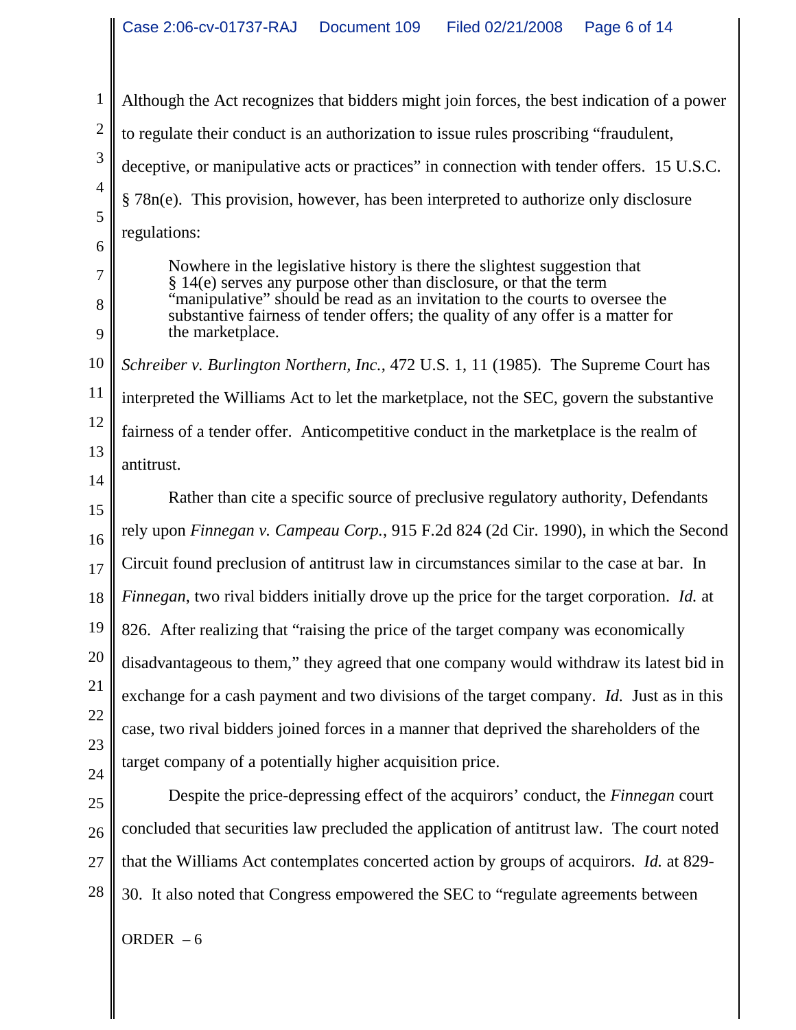Although the Act recognizes that bidders might join forces, the best indication of a power to regulate their conduct is an authorization to issue rules proscribing "fraudulent, deceptive, or manipulative acts or practices" in connection with tender offers. 15 U.S.C. § 78n(e). This provision, however, has been interpreted to authorize only disclosure regulations:

> Nowhere in the legislative history is there the slightest suggestion that § 14(e) serves any purpose other than disclosure, or that the term "manipulative" should be read as an invitation to the courts to oversee the substantive fairness of tender offers; the quality of any offer is a matter for the marketplace.

*Schreiber v. Burlington Northern, Inc.*, 472 U.S. 1, 11 (1985). The Supreme Court has interpreted the Williams Act to let the marketplace, not the SEC, govern the substantive fairness of a tender offer. Anticompetitive conduct in the marketplace is the realm of antitrust.

Rather than cite a specific source of preclusive regulatory authority, Defendants rely upon *Finnegan v. Campeau Corp.*, 915 F.2d 824 (2d Cir. 1990), in which the Second Circuit found preclusion of antitrust law in circumstances similar to the case at bar. In *Finnegan*, two rival bidders initially drove up the price for the target corporation. *Id.* at 826. After realizing that "raising the price of the target company was economically disadvantageous to them," they agreed that one company would withdraw its latest bid in exchange for a cash payment and two divisions of the target company. *Id.* Just as in this case, two rival bidders joined forces in a manner that deprived the shareholders of the target company of a potentially higher acquisition price.

Despite the price-depressing effect of the acquirors' conduct, the *Finnegan* court concluded that securities law precluded the application of antitrust law. The court noted that the Williams Act contemplates concerted action by groups of acquirors. *Id.* at 829-30. It also noted that Congress empowered the SEC to "regulate agreements between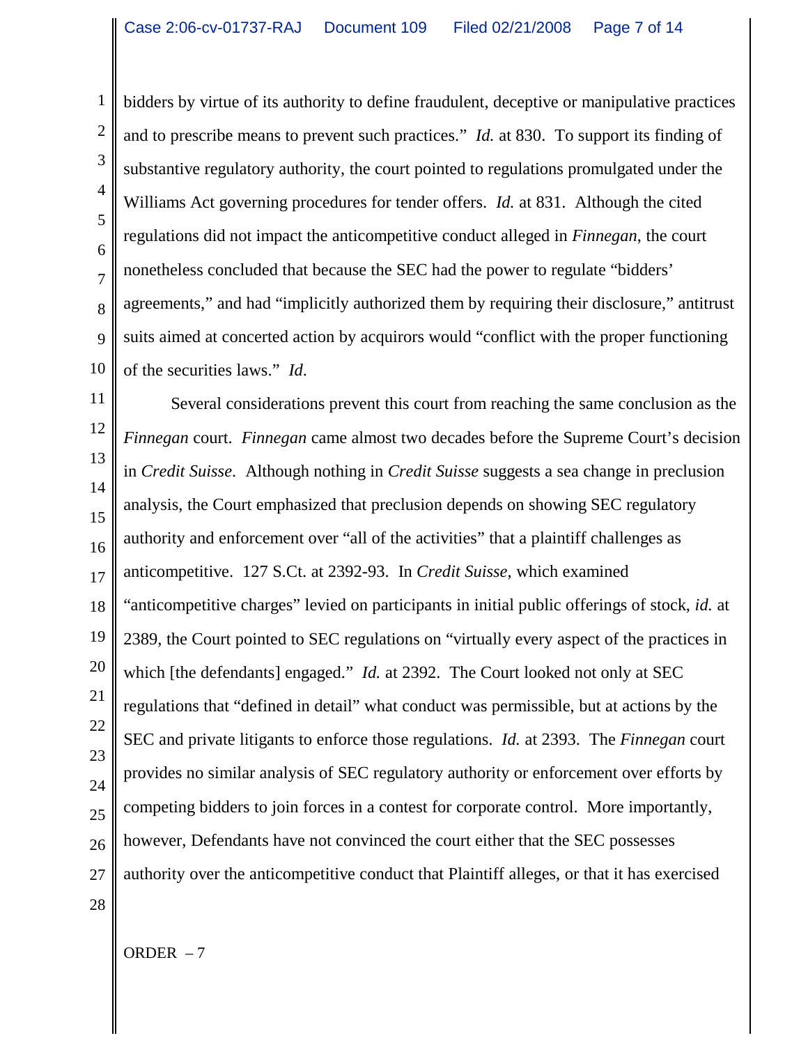bidders by virtue of its authority to define fraudulent, deceptive or manipulative practices and to prescribe means to prevent such practices." *Id.* at 830. To support its finding of substantive regulatory authority, the court pointed to regulations promulgated under the Williams Act governing procedures for tender offers. *Id.* at 831. Although the cited regulations did not impact the anticompetitive conduct alleged in *Finnegan*, the court nonetheless concluded that because the SEC had the power to regulate "bidders' agreements," and had "implicitly authorized them by requiring their disclosure," antitrust suits aimed at concerted action by acquirors would "conflict with the proper functioning of the securities laws." *Id.*

Several considerations prevent this court from reaching the same conclusion as the *Finnegan* court. *Finnegan* came almost two decades before the Supreme Court's decision in *Credit Suisse*. Although nothing in *Credit Suisse* suggests a sea change in preclusion analysis, the Court emphasized that preclusion depends on showing SEC regulatory authority and enforcement over "all of the activities" that a plaintiff challenges as anticompetitive. 127 S.Ct. at 2392-93. In *Credit Suisse*, which examined "anticompetitive charges" levied on participants in initial public offerings of stock, *id.* at 2389, the Court pointed to SEC regulations on "virtually every aspect of the practices in which [the defendants] engaged." *Id.* at 2392. The Court looked not only at SEC regulations that "defined in detail" what conduct was permissible, but at actions by the SEC and private litigants to enforce those regulations. *Id.* at 2393. The *Finnegan* court provides no similar analysis of SEC regulatory authority or enforcement over efforts by competing bidders to join forces in a contest for corporate control. More importantly, however, Defendants have not convinced the court either that the SEC possesses authority over the anticompetitive conduct that Plaintiff alleges, or that it has exercised

ORDER – 7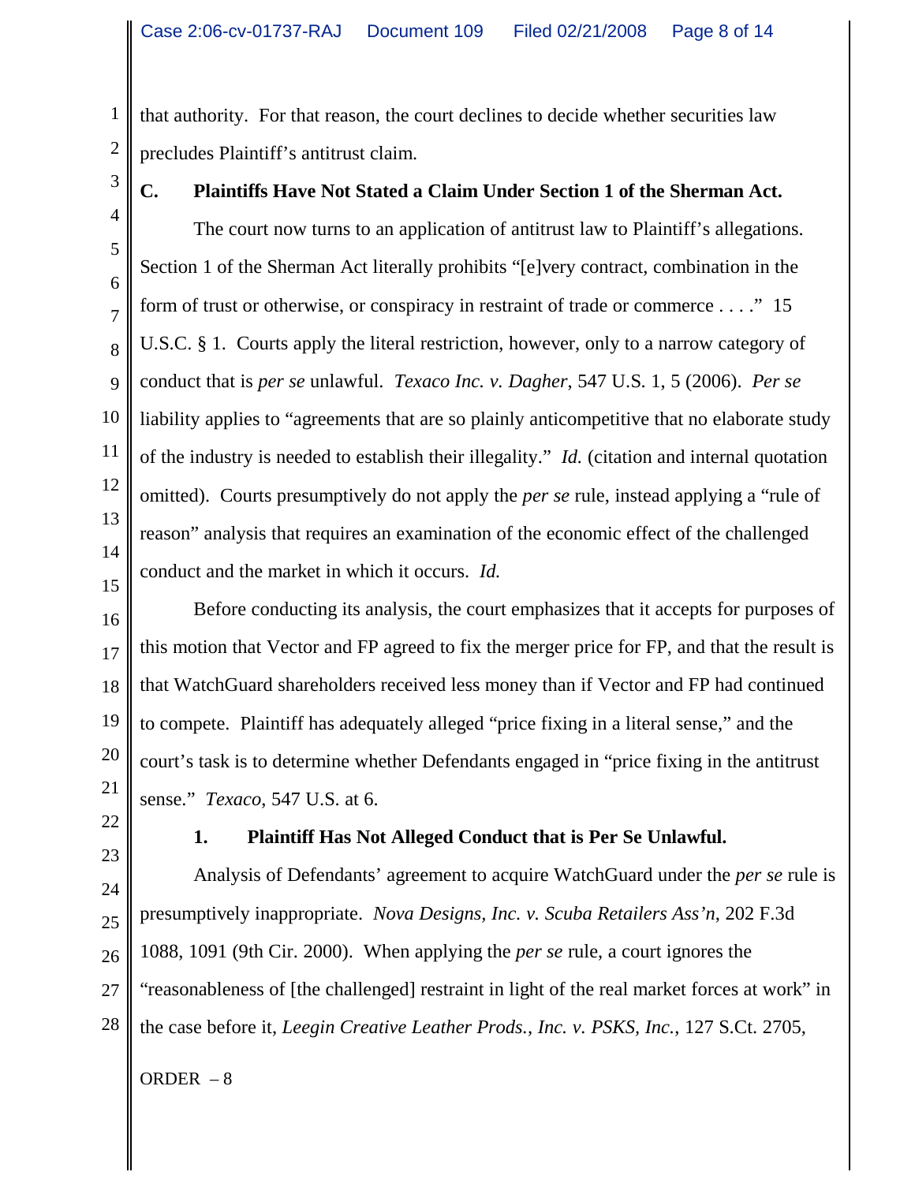that authority. For that reason, the court declines to decide whether securities law precludes Plaintiff's antitrust claim.

### C. Plaintiffs Have Not Stated a Claim Under Section 1 of the Sherman Act.

The court now turns to an application of antitrust law to Plaintiff's allegations. Section 1 of the Sherman Act literally prohibits "[e]very contract, combination in the form of trust or otherwise, or conspiracy in restraint of trade or commerce . . . ." 15 U.S.C. § 1. Courts apply the literal restriction, however, only to a narrow category of conduct that is *per se* unlawful. *Texaco Inc. v. Dagher*, 547 U.S. 1, 5 (2006). *Per se* liability applies to "agreements that are so plainly anticompetitive that no elaborate study of the industry is needed to establish their illegality." *Id.* (citation and internal quotation omitted). Courts presumptively do not apply the *per se* rule, instead applying a "rule of reason" analysis that requires an examination of the economic effect of the challenged conduct and the market in which it occurs. *Id.*

Before conducting its analysis, the court emphasizes that it accepts for purposes of this motion that Vector and FP agreed to fix the merger price for FP, and that the result is that WatchGuard shareholders received less money than if Vector and FP had continued to compete. Plaintiff has adequately alleged "price fixing in a literal sense," and the court's task is to determine whether Defendants engaged in "price fixing in the antitrust sense." *Texaco*, 547 U.S. at 6.

#### 1. Plaintiff Has Not Alleged Conduct that is Per Se Unlawful.

Analysis of Defendants' agreement to acquire WatchGuard under the *per se* rule is presumptively inappropriate. *Nova Designs, Inc. v. Scuba Retailers Ass'n*, 202 F.3d 1088, 1091 (9th Cir. 2000). When applying the *per se* rule, a court ignores the "reasonableness of [the challenged] restraint in light of the real market forces at work" in the case before it, *Leegin Creative Leather Prods., Inc. v. PSKS, Inc.*, 127 S.Ct. 2705,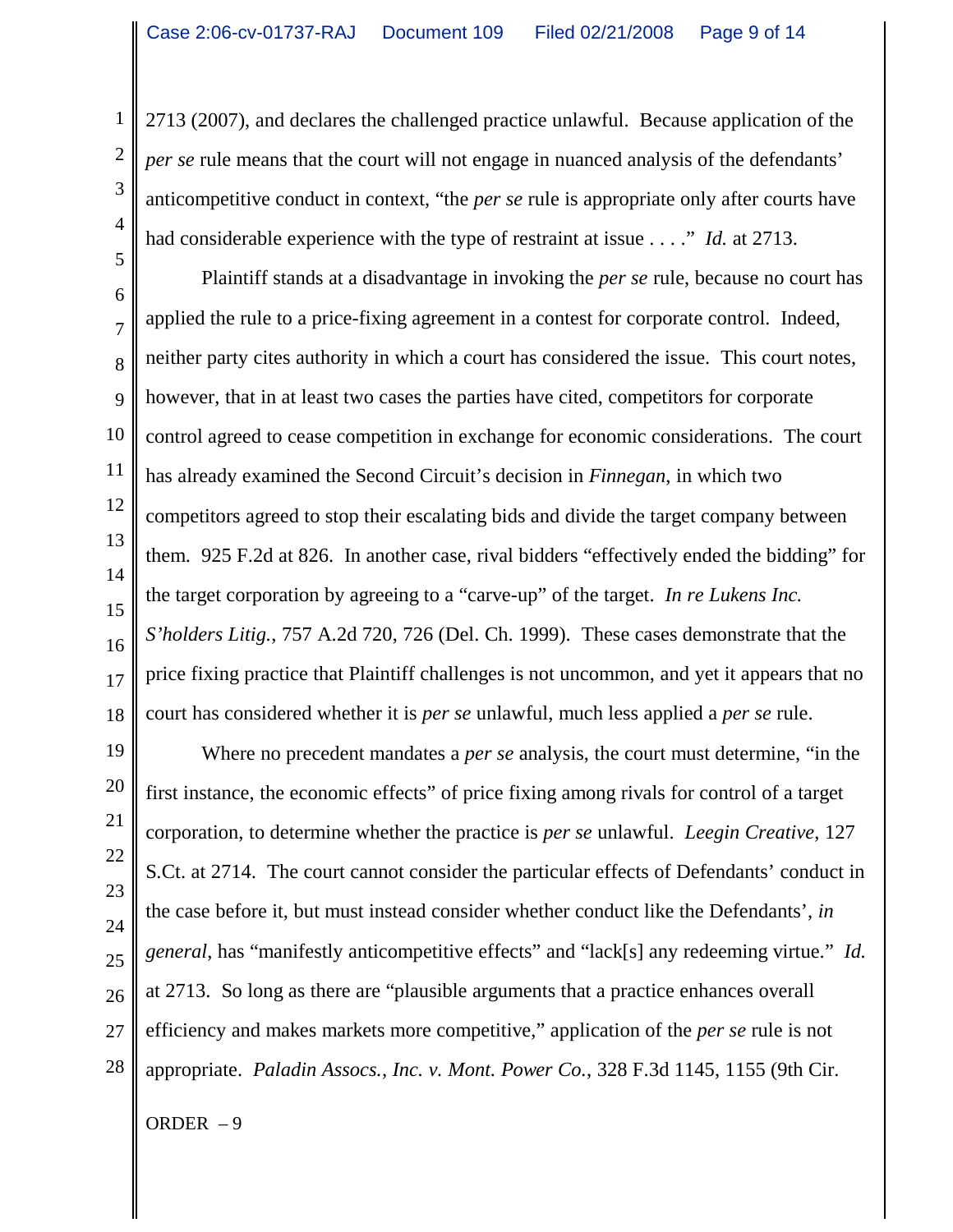2713 (2007), and declares the challenged practice unlawful. Because application of the *per se* rule means that the court will not engage in nuanced analysis of the defendants' anticompetitive conduct in context, "the *per se* rule is appropriate only after courts have had considerable experience with the type of restraint at issue . . . ." *Id.* at 2713.

Plaintiff stands at a disadvantage in invoking the *per se* rule, because no court has applied the rule to a price-fixing agreement in a contest for corporate control. Indeed, neither party cites authority in which a court has considered the issue. This court notes, however, that in at least two cases the parties have cited, competitors for corporate control agreed to cease competition in exchange for economic considerations. The court has already examined the Second Circuit's decision in *Finnegan*, in which two competitors agreed to stop their escalating bids and divide the target company between them. 925 F.2d at 826. In another case, rival bidders "effectively ended the bidding" for the target corporation by agreeing to a "carve-up" of the target. *In re Lukens Inc. S'holders Litig.*, 757 A.2d 720, 726 (Del. Ch. 1999). These cases demonstrate that the price fixing practice that Plaintiff challenges is not uncommon, and yet it appears that no court has considered whether it is *per se* unlawful, much less applied a *per se* rule.

Where no precedent mandates a *per se* analysis, the court must determine, "in the first instance, the economic effects" of price fixing among rivals for control of a target corporation, to determine whether the practice is *per se* unlawful. *Leegin Creative*, 127 S.Ct. at 2714. The court cannot consider the particular effects of Defendants' conduct in the case before it, but must instead consider whether conduct like the Defendants', *in general*, has "manifestly anticompetitive effects" and "lack[s] any redeeming virtue." *Id.* at 2713. So long as there are "plausible arguments that a practice enhances overall efficiency and makes markets more competitive," application of the *per se* rule is not appropriate. *Paladin Assocs., Inc. v. Mont. Power Co.*, 328 F.3d 1145, 1155 (9th Cir.

ORDER – 9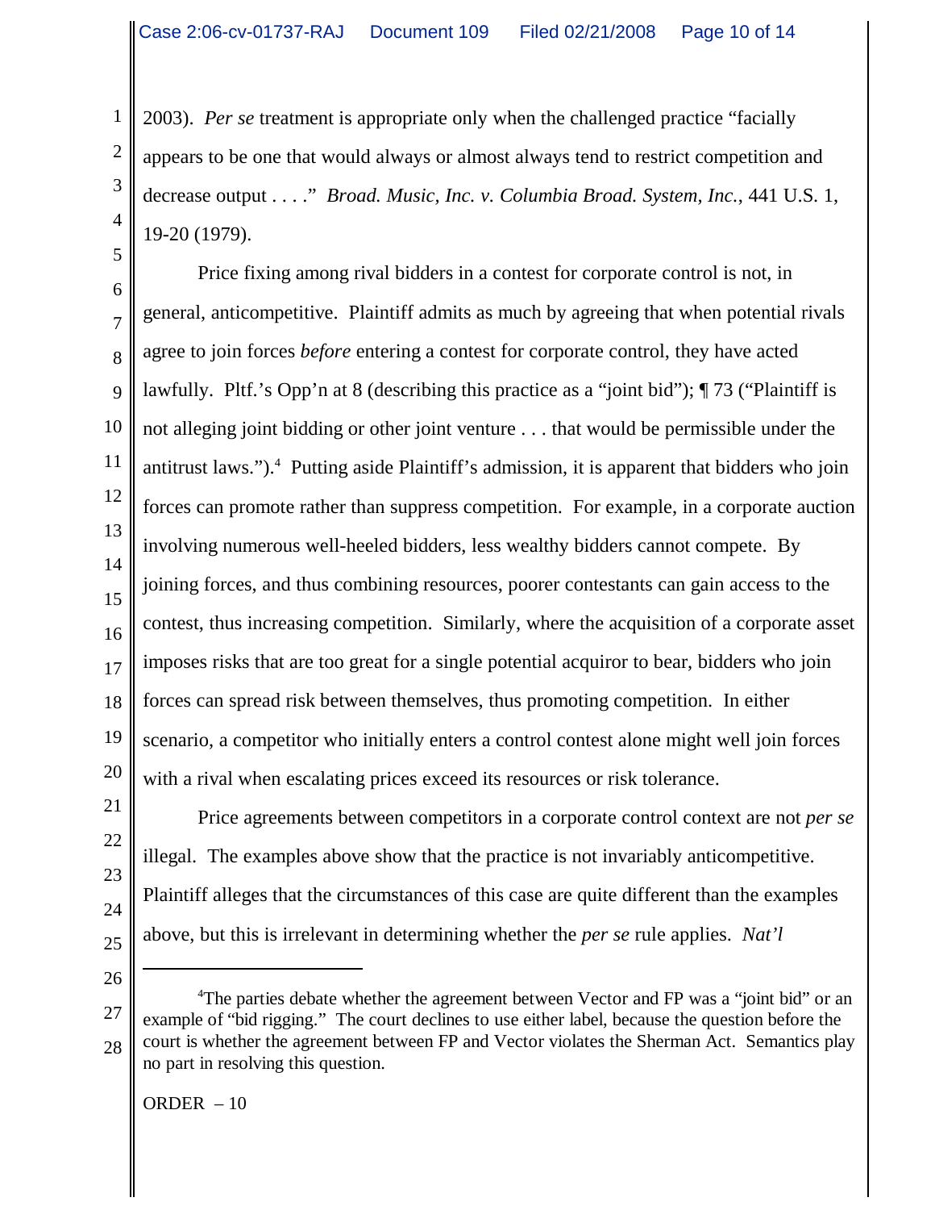2003). *Per se* treatment is appropriate only when the challenged practice "facially appears to be one that would always or almost always tend to restrict competition and decrease output . . . ." *Broad. Music, Inc. v. Columbia Broad. System, Inc.*, 441 U.S. 1, 19-20 (1979).

Price fixing among rival bidders in a contest for corporate control is not, in general, anticompetitive. Plaintiff admits as much by agreeing that when potential rivals agree to join forces *before* entering a contest for corporate control, they have acted lawfully. Pltf.'s Opp'n at 8 (describing this practice as a "joint bid"); ¶ 73 ("Plaintiff is not alleging joint bidding or other joint venture . . . that would be permissible under the antitrust laws.").[4] Putting aside Plaintiff's admission, it is apparent that bidders who join forces can promote rather than suppress competition. For example, in a corporate auction involving numerous well-heeled bidders, less wealthy bidders cannot compete. By joining forces, and thus combining resources, poorer contestants can gain access to the contest, thus increasing competition. Similarly, where the acquisition of a corporate asset imposes risks that are too great for a single potential acquiror to bear, bidders who join forces can spread risk between themselves, thus promoting competition. In either scenario, a competitor who initially enters a control contest alone might well join forces with a rival when escalating prices exceed its resources or risk tolerance.

Price agreements between competitors in a corporate control context are not *per se* illegal. The examples above show that the practice is not invariably anticompetitive. Plaintiff alleges that the circumstances of this case are quite different than the examples above, but this is irrelevant in determining whether the *per se* rule applies. *Nat'l*

---

[4] The parties debate whether the agreement between Vector and FP was a "joint bid" or an example of "bid rigging." The court declines to use either label, because the question before the court is whether the agreement between FP and Vector violates the Sherman Act. Semantics play no part in resolving this question.

ORDER – 10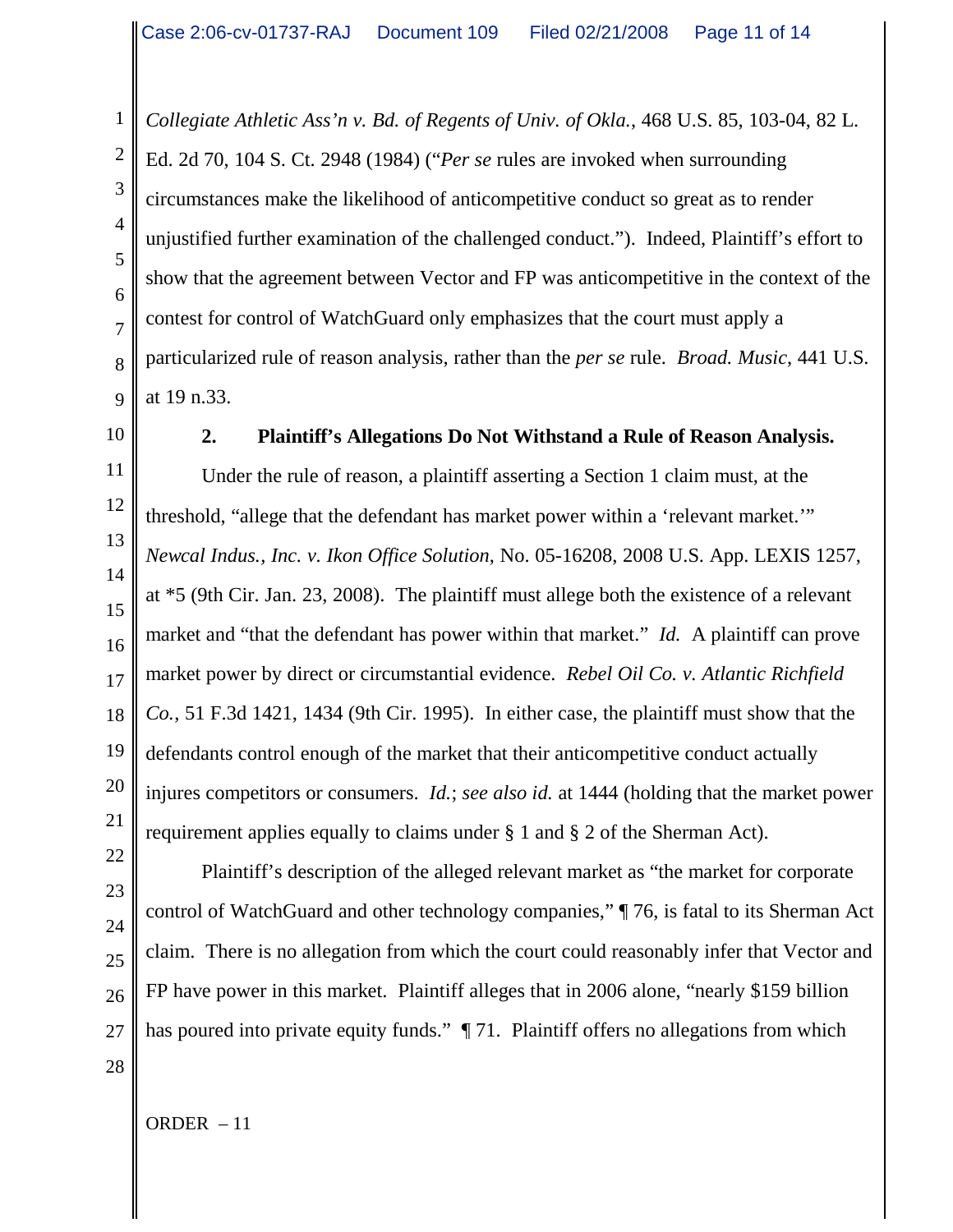*Collegiate Athletic Ass'n v. Bd. of Regents of Univ. of Okla.*, 468 U.S. 85, 103-04, 82 L. Ed. 2d 70, 104 S. Ct. 2948 (1984) ("*Per se* rules are invoked when surrounding circumstances make the likelihood of anticompetitive conduct so great as to render unjustified further examination of the challenged conduct."). Indeed, Plaintiff's effort to show that the agreement between Vector and FP was anticompetitive in the context of the contest for control of WatchGuard only emphasizes that the court must apply a particularized rule of reason analysis, rather than the *per se* rule. *Broad. Music*, 441 U.S. at 19 n.33.

**2. Plaintiff's Allegations Do Not Withstand a Rule of Reason Analysis.**

Under the rule of reason, a plaintiff asserting a Section 1 claim must, at the threshold, "allege that the defendant has market power within a 'relevant market.'" *Newcal Indus., Inc. v. Ikon Office Solution*, No. 05-16208, 2008 U.S. App. LEXIS 1257, at *5 (9th Cir. Jan. 23, 2008). The plaintiff must allege both the existence of a relevant market and "that the defendant has power within that market." *Id.* A plaintiff can prove market power by direct or circumstantial evidence. *Rebel Oil Co. v. Atlantic Richfield Co.*, 51 F.3d 1421, 1434 (9th Cir. 1995). In either case, the plaintiff must show that the defendants control enough of the market that their anticompetitive conduct actually injures competitors or consumers. *Id.*; *see also id.* at 1444 (holding that the market power requirement applies equally to claims under § 1 and § 2 of the Sherman Act).

Plaintiff's description of the alleged relevant market as "the market for corporate control of WatchGuard and other technology companies," ¶ 76, is fatal to its Sherman Act claim. There is no allegation from which the court could reasonably infer that Vector and FP have power in this market. Plaintiff alleges that in 2006 alone, "nearly $159 billion has poured into private equity funds." ¶ 71. Plaintiff offers no allegations from which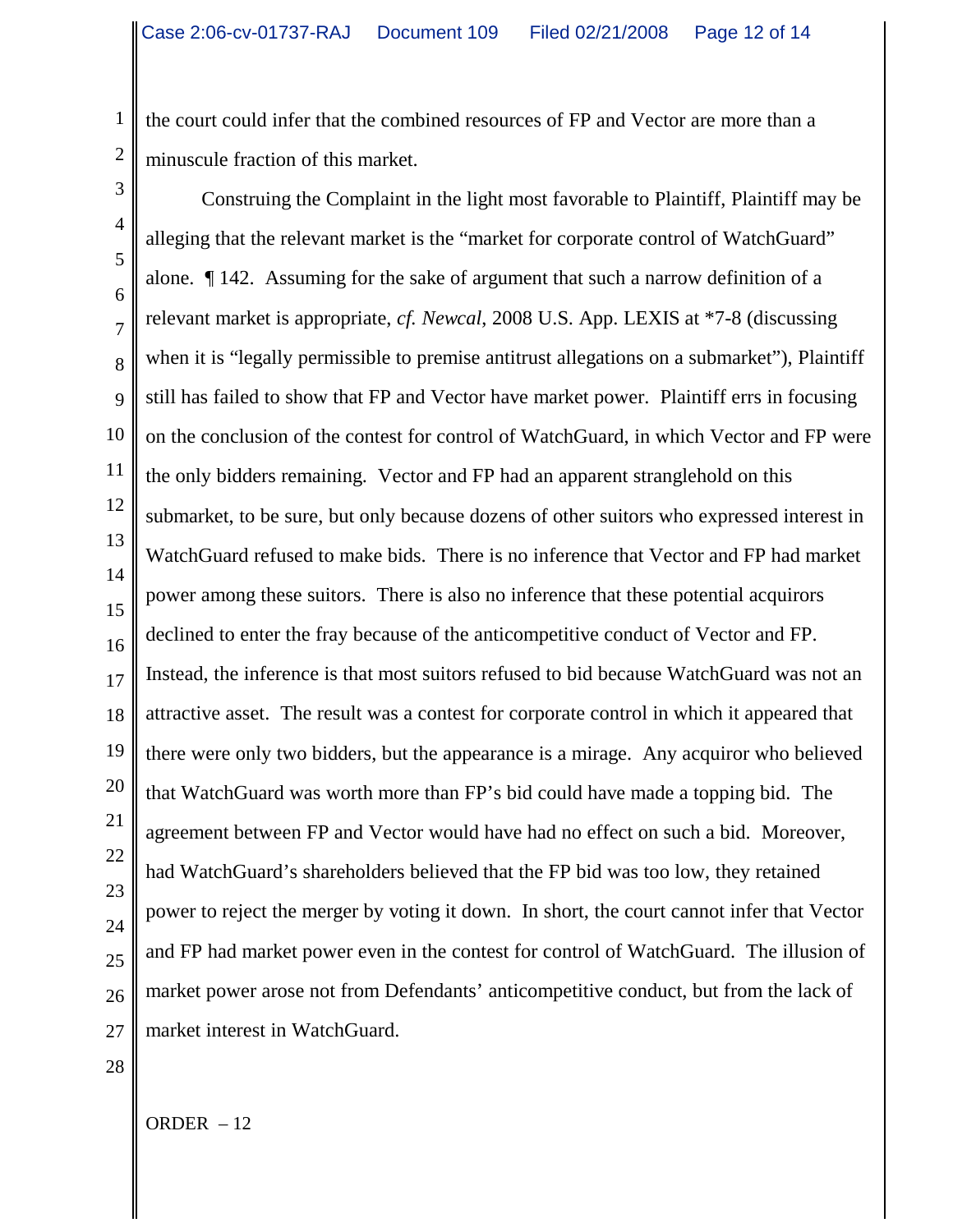the court could infer that the combined resources of FP and Vector are more than a minuscule fraction of this market.

Construing the Complaint in the light most favorable to Plaintiff, Plaintiff may be alleging that the relevant market is the "market for corporate control of WatchGuard" alone. ¶ 142. Assuming for the sake of argument that such a narrow definition of a relevant market is appropriate, *cf. Newcal*, 2008 U.S. App. LEXIS at *7-8 (discussing when it is "legally permissible to premise antitrust allegations on a submarket"), Plaintiff still has failed to show that FP and Vector have market power. Plaintiff errs in focusing on the conclusion of the contest for control of WatchGuard, in which Vector and FP were the only bidders remaining. Vector and FP had an apparent stranglehold on this submarket, to be sure, but only because dozens of other suitors who expressed interest in WatchGuard refused to make bids. There is no inference that Vector and FP had market power among these suitors. There is also no inference that these potential acquirors declined to enter the fray because of the anticompetitive conduct of Vector and FP. Instead, the inference is that most suitors refused to bid because WatchGuard was not an attractive asset. The result was a contest for corporate control in which it appeared that there were only two bidders, but the appearance is a mirage. Any acquiror who believed that WatchGuard was worth more than FP's bid could have made a topping bid. The agreement between FP and Vector would have had no effect on such a bid. Moreover, had WatchGuard's shareholders believed that the FP bid was too low, they retained power to reject the merger by voting it down. In short, the court cannot infer that Vector and FP had market power even in the contest for control of WatchGuard. The illusion of market power arose not from Defendants' anticompetitive conduct, but from the lack of market interest in WatchGuard.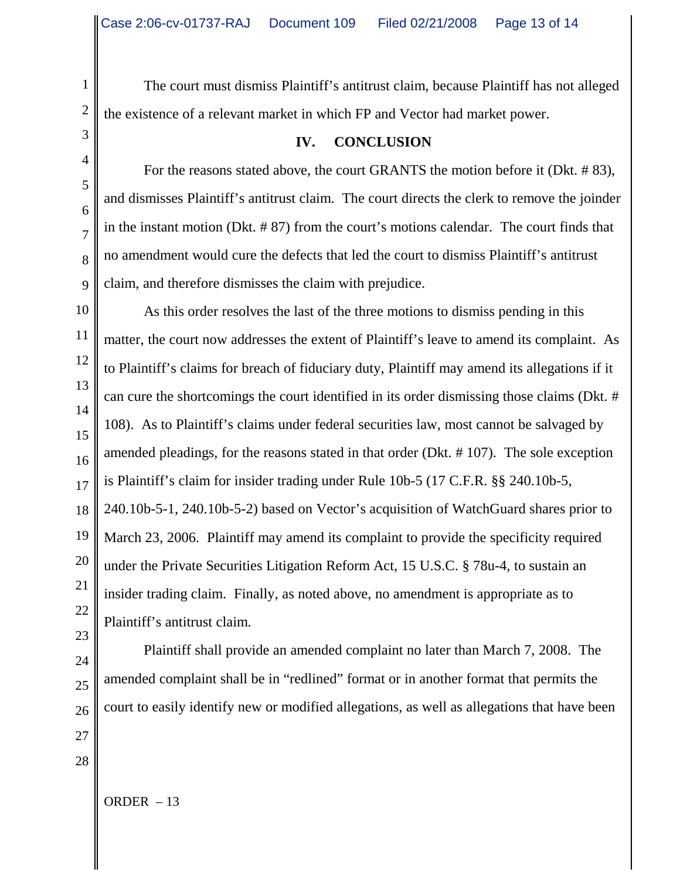The court must dismiss Plaintiff's antitrust claim, because Plaintiff has not alleged the existence of a relevant market in which FP and Vector had market power.

## IV. CONCLUSION

For the reasons stated above, the court GRANTS the motion before it (Dkt. # 83), and dismisses Plaintiff's antitrust claim. The court directs the clerk to remove the joinder in the instant motion (Dkt. # 87) from the court's motions calendar. The court finds that no amendment would cure the defects that led the court to dismiss Plaintiff's antitrust claim, and therefore dismisses the claim with prejudice.

As this order resolves the last of the three motions to dismiss pending in this matter, the court now addresses the extent of Plaintiff's leave to amend its complaint. As to Plaintiff's claims for breach of fiduciary duty, Plaintiff may amend its allegations if it can cure the shortcomings the court identified in its order dismissing those claims (Dkt. # 108). As to Plaintiff's claims under federal securities law, most cannot be salvaged by amended pleadings, for the reasons stated in that order (Dkt. # 107). The sole exception is Plaintiff's claim for insider trading under Rule 10b-5 (17 C.F.R. §§ 240.10b-5, 240.10b-5-1, 240.10b-5-2) based on Vector's acquisition of WatchGuard shares prior to March 23, 2006. Plaintiff may amend its complaint to provide the specificity required under the Private Securities Litigation Reform Act, 15 U.S.C. § 78u-4, to sustain an insider trading claim. Finally, as noted above, no amendment is appropriate as to Plaintiff's antitrust claim.

Plaintiff shall provide an amended complaint no later than March 7, 2008. The amended complaint shall be in "redlined" format or in another format that permits the court to easily identify new or modified allegations, as well as allegations that have been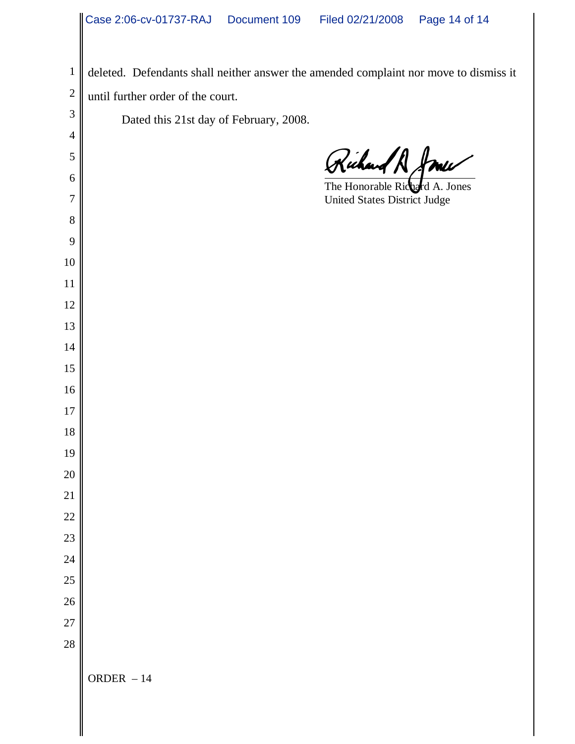deleted. Defendants shall neither answer the amended complaint nor move to dismiss it until further order of the court.

Dated this 21st day of February, 2008.

The Honorable Richard A. Jones
United States District Judge